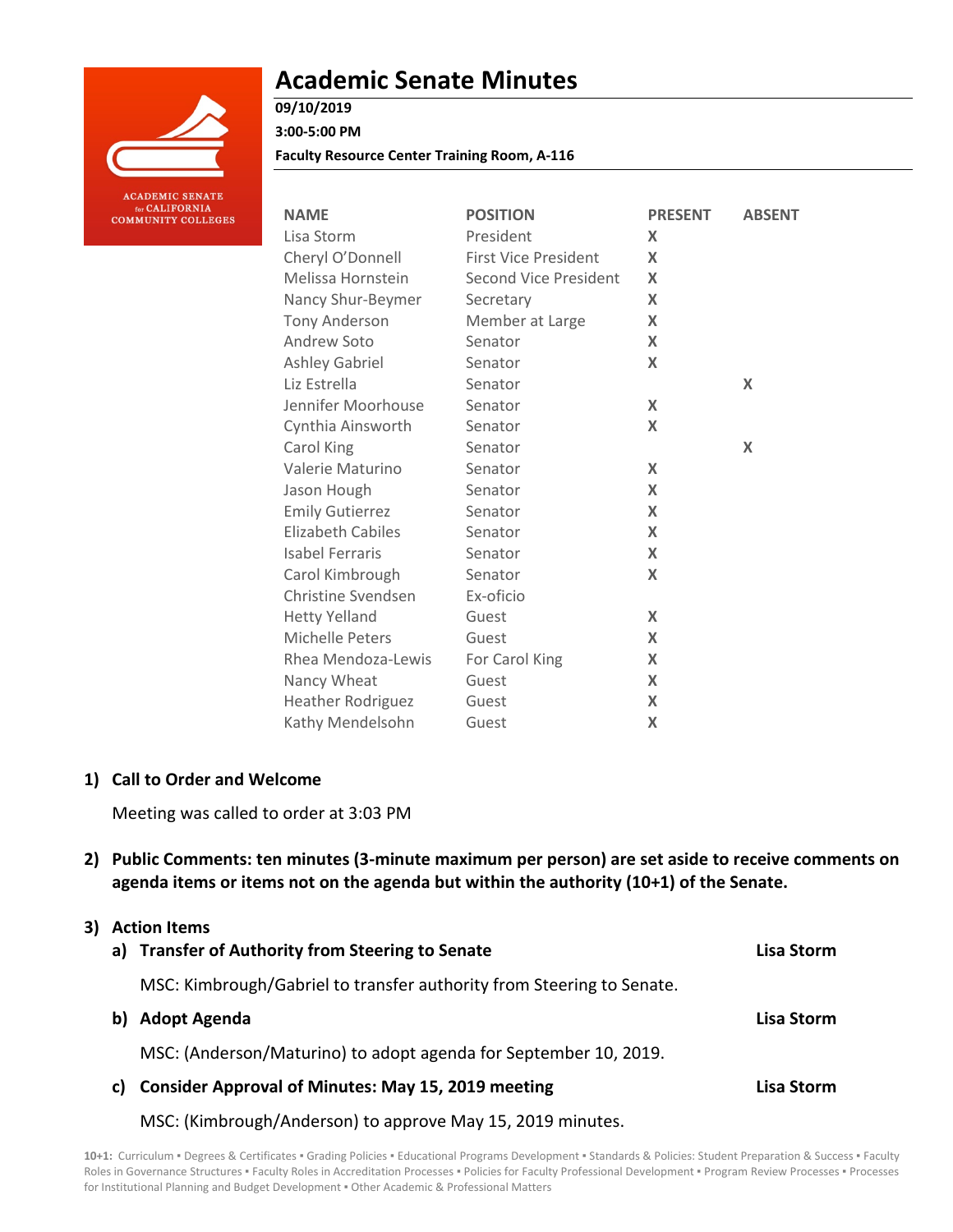# Academic Senate Minutes

**09/10/2019**

**3:00-5:00 PM**

**Faculty Resource Center Training Room, A-116**

ACADEMIC SENATE for CALIFORNIA COMMUNITY COLLEGES

| NAME | POSITION | PRESENT | ABSENT |
|---|---|---|---|
| Lisa Storm | President | X | |
| Cheryl O'Donnell | First Vice President | X | |
| Melissa Hornstein | Second Vice President | X | |
| Nancy Shur-Beymer | Secretary | X | |
| Tony Anderson | Member at Large | X | |
| Andrew Soto | Senator | X | |
| Ashley Gabriel | Senator | X | |
| Liz Estrella | Senator | | X |
| Jennifer Moorhouse | Senator | X | |
| Cynthia Ainsworth | Senator | X | |
| Carol King | Senator | | X |
| Valerie Maturino | Senator | X | |
| Jason Hough | Senator | X | |
| Emily Gutierrez | Senator | X | |
| Elizabeth Cabiles | Senator | X | |
| Isabel Ferraris | Senator | X | |
| Carol Kimbrough | Senator | X | |
| Christine Svendsen | Ex-oficio | | |
| Hetty Yelland | Guest | X | |
| Michelle Peters | Guest | X | |
| Rhea Mendoza-Lewis | For Carol King | X | |
| Nancy Wheat | Guest | X | |
| Heather Rodriguez | Guest | X | |
| Kathy Mendelsohn | Guest | X | |

## 1) Call to Order and Welcome

Meeting was called to order at 3:03 PM

## 2) Public Comments: ten minutes (3-minute maximum per person) are set aside to receive comments on agenda items or items not on the agenda but within the authority (10+1) of the Senate.

## 3) Action Items

### a) Transfer of Authority from Steering to Senate — Lisa Storm

MSC: Kimbrough/Gabriel to transfer authority from Steering to Senate.

### b) Adopt Agenda — Lisa Storm

MSC: (Anderson/Maturino) to adopt agenda for September 10, 2019.

### c) Consider Approval of Minutes: May 15, 2019 meeting — Lisa Storm

MSC: (Kimbrough/Anderson) to approve May 15, 2019 minutes.

10+1: Curriculum ▪ Degrees & Certificates ▪ Grading Policies ▪ Educational Programs Development ▪ Standards & Policies: Student Preparation & Success ▪ Faculty Roles in Governance Structures ▪ Faculty Roles in Accreditation Processes ▪ Policies for Faculty Professional Development ▪ Program Review Processes ▪ Processes for Institutional Planning and Budget Development ▪ Other Academic & Professional Matters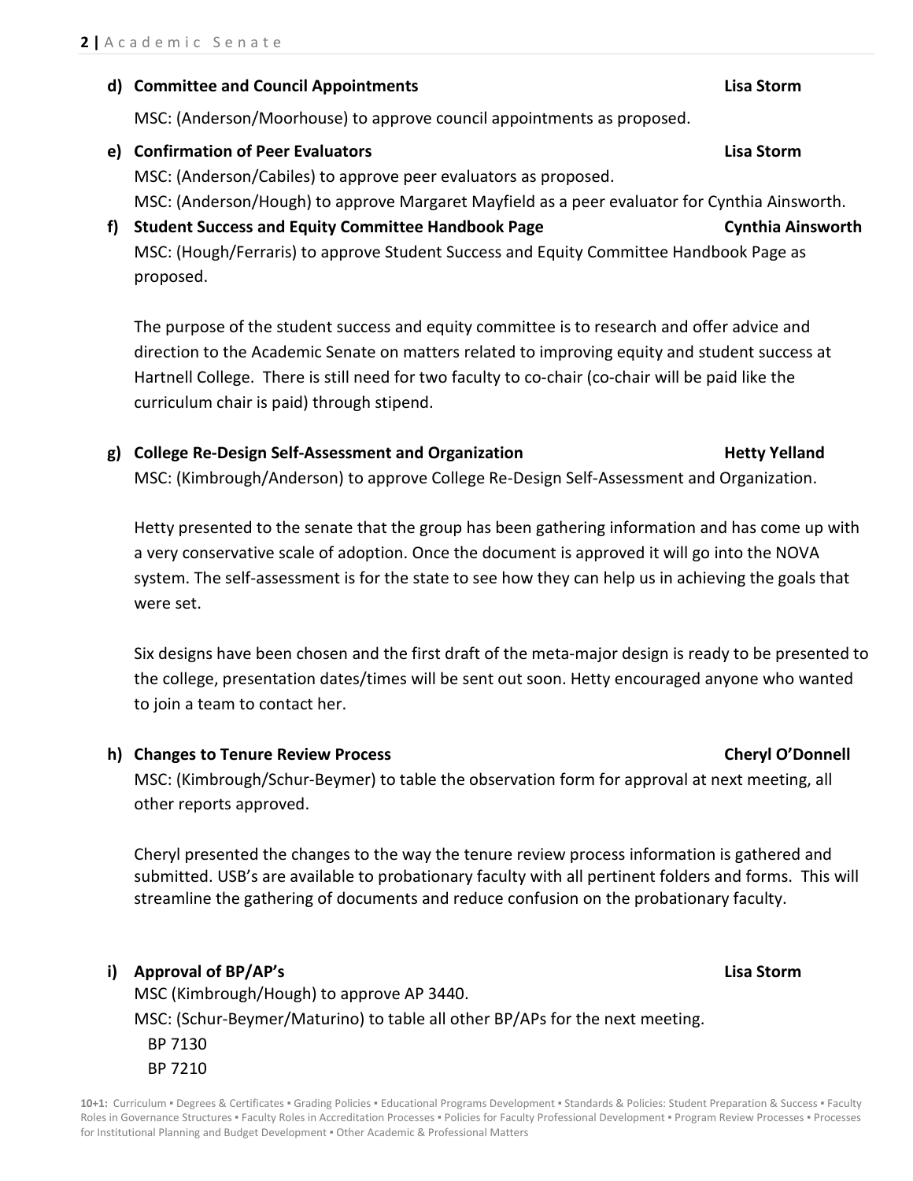**d) Committee and Council Appointments** **Lisa Storm**

MSC: (Anderson/Moorhouse) to approve council appointments as proposed.

**e) Confirmation of Peer Evaluators** **Lisa Storm**

MSC: (Anderson/Cabiles) to approve peer evaluators as proposed.
MSC: (Anderson/Hough) to approve Margaret Mayfield as a peer evaluator for Cynthia Ainsworth.

**f) Student Success and Equity Committee Handbook Page** **Cynthia Ainsworth**

MSC: (Hough/Ferraris) to approve Student Success and Equity Committee Handbook Page as proposed.

The purpose of the student success and equity committee is to research and offer advice and direction to the Academic Senate on matters related to improving equity and student success at Hartnell College. There is still need for two faculty to co-chair (co-chair will be paid like the curriculum chair is paid) through stipend.

**g) College Re-Design Self-Assessment and Organization** **Hetty Yelland**

MSC: (Kimbrough/Anderson) to approve College Re-Design Self-Assessment and Organization.

Hetty presented to the senate that the group has been gathering information and has come up with a very conservative scale of adoption. Once the document is approved it will go into the NOVA system. The self-assessment is for the state to see how they can help us in achieving the goals that were set.

Six designs have been chosen and the first draft of the meta-major design is ready to be presented to the college, presentation dates/times will be sent out soon. Hetty encouraged anyone who wanted to join a team to contact her.

**h) Changes to Tenure Review Process** **Cheryl O'Donnell**

MSC: (Kimbrough/Schur-Beymer) to table the observation form for approval at next meeting, all other reports approved.

Cheryl presented the changes to the way the tenure review process information is gathered and submitted. USB's are available to probationary faculty with all pertinent folders and forms. This will streamline the gathering of documents and reduce confusion on the probationary faculty.

**i) Approval of BP/AP's** **Lisa Storm**

MSC (Kimbrough/Hough) to approve AP 3440.
MSC: (Schur-Beymer/Maturino) to table all other BP/APs for the next meeting.

BP 7130
BP 7210

**10+1:** Curriculum ▪ Degrees & Certificates ▪ Grading Policies ▪ Educational Programs Development ▪ Standards & Policies: Student Preparation & Success ▪ Faculty Roles in Governance Structures ▪ Faculty Roles in Accreditation Processes ▪ Policies for Faculty Professional Development ▪ Program Review Processes ▪ Processes for Institutional Planning and Budget Development ▪ Other Academic & Professional Matters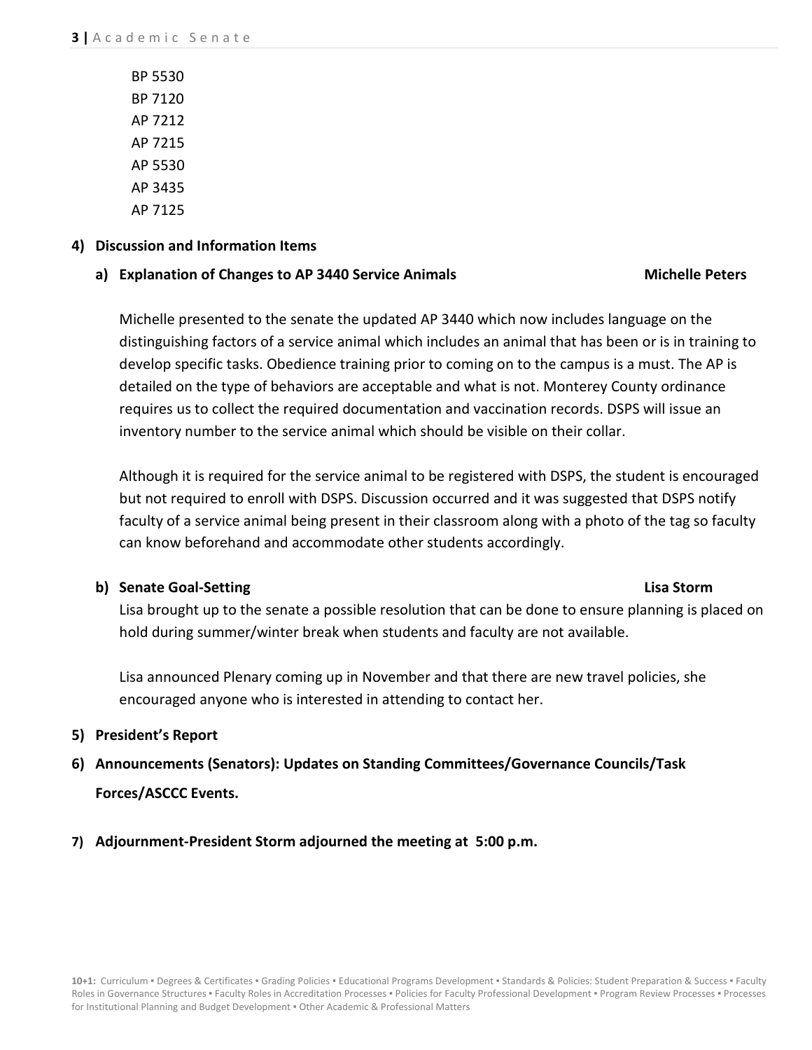BP 5530
BP 7120
AP 7212
AP 7215
AP 5530
AP 3435
AP 7125

**4) Discussion and Information Items**

**a) Explanation of Changes to AP 3440 Service Animals** **Michelle Peters**

Michelle presented to the senate the updated AP 3440 which now includes language on the distinguishing factors of a service animal which includes an animal that has been or is in training to develop specific tasks. Obedience training prior to coming on to the campus is a must. The AP is detailed on the type of behaviors are acceptable and what is not. Monterey County ordinance requires us to collect the required documentation and vaccination records. DSPS will issue an inventory number to the service animal which should be visible on their collar.

Although it is required for the service animal to be registered with DSPS, the student is encouraged but not required to enroll with DSPS. Discussion occurred and it was suggested that DSPS notify faculty of a service animal being present in their classroom along with a photo of the tag so faculty can know beforehand and accommodate other students accordingly.

**b) Senate Goal-Setting** **Lisa Storm**

Lisa brought up to the senate a possible resolution that can be done to ensure planning is placed on hold during summer/winter break when students and faculty are not available.

Lisa announced Plenary coming up in November and that there are new travel policies, she encouraged anyone who is interested in attending to contact her.

**5) President's Report**

**6) Announcements (Senators): Updates on Standing Committees/Governance Councils/Task Forces/ASCCC Events.**

**7) Adjournment-President Storm adjourned the meeting at 5:00 p.m.**

**10+1:** Curriculum ▪ Degrees & Certificates ▪ Grading Policies ▪ Educational Programs Development ▪ Standards & Policies: Student Preparation & Success ▪ Faculty Roles in Governance Structures ▪ Faculty Roles in Accreditation Processes ▪ Policies for Faculty Professional Development ▪ Program Review Processes ▪ Processes for Institutional Planning and Budget Development ▪ Other Academic & Professional Matters